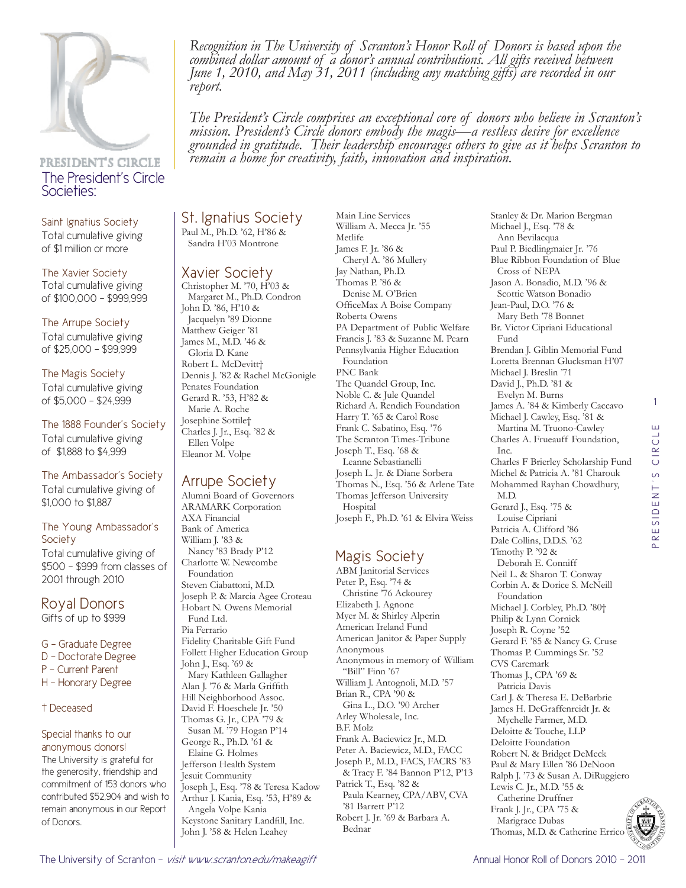*Recognition in The University of Scranton's Honor Roll of Donors is based upon the combined dollar amount of a donor's annual contributions. All gifts received between June 1, 2010, and May 31, 2011 (including any matching gifts) are recorded in our report.*

*The President's Circle comprises an exceptional core of donors who believe in Scranton's mission. President's Circle donors embody the magis—a restless desire for excellence grounded in gratitude. Their leadership encourages others to give as it helps Scranton to remain a home for creativity, faith, innovation and inspiration.*

PRESIDENT'S CIRCLE

## The President's Circle Societies:

Saint Ignatius Society
Total cumulative giving of $1 million or more

The Xavier Society
Total cumulative giving of $100,000 – $999,999

The Arrupe Society
Total cumulative giving of $25,000 – $99,999

The Magis Society
Total cumulative giving of $5,000 – $24,999

The 1888 Founder's Society
Total cumulative giving of $1,888 to $4,999

The Ambassador's Society
Total cumulative giving of $1,000 to $1,887

The Young Ambassador's Society
Total cumulative giving of $500 – $999 from classes of 2001 through 2010

## Royal Donors
Gifts of up to $999

G – Graduate Degree
D – Doctorate Degree
P – Current Parent
H – Honorary Degree

† Deceased

Special thanks to our anonymous donors!
The University is grateful for the generosity, friendship and commitment of 153 donors who contributed $52,904 and wish to remain anonymous in our Report of Donors.

## St. Ignatius Society

Paul M., Ph.D. '62, H'86 & Sandra H'03 Montrone

## Xavier Society

Christopher M. '70, H'03 & Margaret M., Ph.D. Condron
John D. '86, H'10 & Jacquelyn '89 Dionne
Matthew Geiger '81
James M., M.D. '46 & Gloria D. Kane
Robert L. McDevitt†
Dennis J. '82 & Rachel McGonigle
Penates Foundation
Gerard R. '53, H'82 & Marie A. Roche
Josephine Sottile†
Charles J. Jr., Esq. '82 & Ellen Volpe
Eleanor M. Volpe

## Arrupe Society

Alumni Board of Governors
ARAMARK Corporation
AXA Financial
Bank of America
William J. '83 & Nancy '83 Brady P'12
Charlotte W. Newcombe Foundation
Steven Ciabattoni, M.D.
Joseph P. & Marcia Agee Croteau
Hobart N. Owens Memorial Fund Ltd.
Pia Ferrario
Fidelity Charitable Gift Fund
Follett Higher Education Group
John J., Esq. '69 & Mary Kathleen Gallagher
Alan J. '76 & Marla Griffith
Hill Neighborhood Assoc.
David F. Hoeschele Jr. '50
Thomas G. Jr., CPA '79 & Susan M. '79 Hogan P'14
George R., Ph.D. '61 & Elaine G. Holmes
Jefferson Health System
Jesuit Community
Joseph J., Esq. '78 & Teresa Kadow
Arthur J. Kania, Esq. '53, H'89 & Angela Volpe Kania
Keystone Sanitary Landfill, Inc.
John J. '58 & Helen Leahey
Main Line Services
William A. Mecca Jr. '55
Metlife
James F. Jr. '86 & Cheryl A. '86 Mullery
Jay Nathan, Ph.D.
Thomas P. '86 & Denise M. O'Brien
OfficeMax A Boise Company
Roberta Owens
PA Department of Public Welfare
Francis J. '83 & Suzanne M. Pearn
Pennsylvania Higher Education Foundation
PNC Bank
The Quandel Group, Inc.
Noble C. & Jule Quandel
Richard A. Rendich Foundation
Harry T. '65 & Carol Rose
Frank C. Sabatino, Esq. '76
The Scranton Times-Tribune
Joseph T., Esq. '68 & Leanne Sebastianelli
Joseph L. Jr. & Diane Sorbera
Thomas N., Esq. '56 & Arlene Tate
Thomas Jefferson University Hospital
Joseph F., Ph.D. '61 & Elvira Weiss

## Magis Society

ABM Janitorial Services
Peter P., Esq. '74 & Christine '76 Ackourey
Elizabeth J. Agnone
Myer M. & Shirley Alperin
American Ireland Fund
American Janitor & Paper Supply
Anonymous
Anonymous in memory of William "Bill" Finn '67
William J. Antognoli, M.D. '57
Brian R., CPA '90 & Gina L., D.O. '90 Archer
Arley Wholesale, Inc.
B.F. Molz
Frank A. Baciewicz Jr., M.D.
Peter A. Baciewicz, M.D., FACC
Joseph P., M.D., FACS, FACRS '83 & Tracy F. '84 Bannon P'12, P'13
Patrick T., Esq. '82 & Paula Kearney, CPA/ABV, CVA '81 Barrett P'12
Robert J. Jr. '69 & Barbara A. Bednar
Stanley & Dr. Marion Bergman
Michael J., Esq. '78 & Ann Bevilacqua
Paul P. Biedlingmaier Jr. '76
Blue Ribbon Foundation of Blue Cross of NEPA
Jason A. Bonadio, M.D. '96 & Scottie Watson Bonadio
Jean-Paul, D.O. '76 & Mary Beth '78 Bonnet
Br. Victor Cipriani Educational Fund
Brendan J. Giblin Memorial Fund
Loretta Brennan Glucksman H'07
Michael J. Breslin '71
David J., Ph.D. '81 & Evelyn M. Burns
James A. '84 & Kimberly Caccavo
Michael J. Cawley, Esq. '81 & Martina M. Truono-Cawley
Charles A. Frueauff Foundation, Inc.
Charles F Brierley Scholarship Fund
Michel & Patricia A. '81 Charouk
Mohammed Rayhan Chowdhury, M.D.
Gerard J., Esq. '75 & Louise Cipriani
Patricia A. Clifford '86
Dale Collins, D.D.S. '62
Timothy P. '92 & Deborah E. Conniff
Neil L. & Sharon T. Conway
Corbin A. & Dorice S. McNeill Foundation
Michael J. Corbley, Ph.D. '80†
Philip & Lynn Cornick
Joseph R. Coyne '52
Gerard F. '85 & Nancy G. Cruse
Thomas P. Cummings Sr. '52
CVS Caremark
Thomas J., CPA '69 & Patricia Davis
Carl J. & Theresa E. DeBarbrie
James H. DeGraffenreidt Jr. & Mychelle Farmer, M.D.
Deloitte & Touche, LLP
Deloitte Foundation
Robert N. & Bridget DeMeck
Paul & Mary Ellen '86 DeNoon
Ralph J. '73 & Susan A. DiRuggiero
Lewis C. Jr., M.D. '55 & Catherine Druffner
Frank J. Jr., CPA '75 & Marigrace Dubas
Thomas, M.D. & Catherine Errico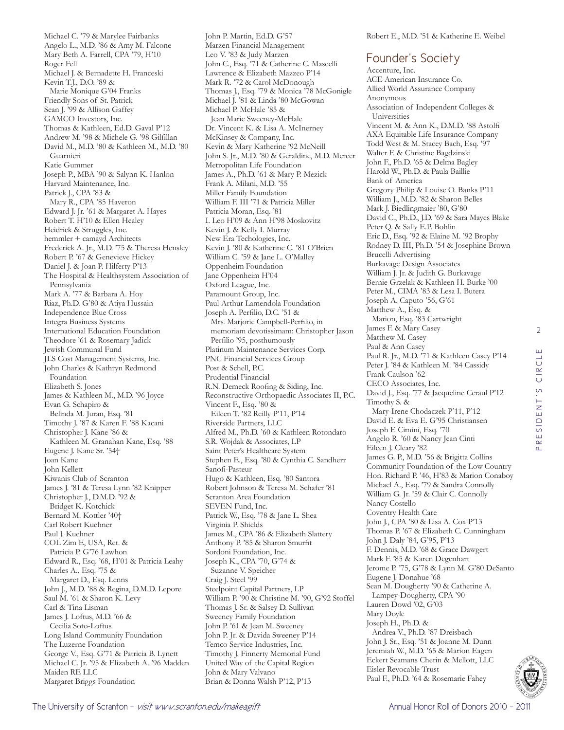Michael C. '79 & Marylee Fairbanks
Angelo L., M.D. '86 & Amy M. Falcone
Mary Beth A. Farrell, CPA '79, H'10
Roger Fell
Michael J. & Bernadette H. Franceski
Kevin T.J., D.O. '89 & Marie Monique G'04 Franks
Friendly Sons of St. Patrick
Sean J. '99 & Allison Gaffey
GAMCO Investors, Inc.
Thomas & Kathleen, Ed.D. Gaval P'12
Andrew M. '98 & Michele G. '98 Gilfillan
David M., M.D. '80 & Kathleen M., M.D. '80 Guarnieri
Katie Gummer
Joseph P., MBA '90 & Salynn K. Hanlon
Harvard Maintenance, Inc.
Patrick J., CPA '83 & Mary R., CPA '85 Haveron
Edward J. Jr. '61 & Margaret A. Hayes
Robert T. H'10 & Ellen Healey
Heidrick & Struggles, Inc.
hemmler + camayd Architects
Frederick A. Jr., M.D. '75 & Theresa Hensley
Robert P. '67 & Genevieve Hickey
Daniel J. & Joan P. Hilferty P'13
The Hospital & Healthsystem Association of Pennsylvania
Mark A. '77 & Barbara A. Hoy
Riaz, Ph.D. G'80 & Atiya Hussain
Independence Blue Cross
Integra Business Systems
International Education Foundation
Theodore '61 & Rosemary Jadick
Jewish Communal Fund
JLS Cost Management Systems, Inc.
John Charles & Kathryn Redmond Foundation
Elizabeth S. Jones
James & Kathleen M., M.D. '96 Joyce
Evan G. Schapiro & Belinda M. Juran, Esq. '81
Timothy J. '87 & Karen F. '88 Kacani
Christopher J. Kane '86 & Kathleen M. Granahan Kane, Esq. '88
Eugene J. Kane Sr. '54†
Joan Kane
John Kellett
Kiwanis Club of Scranton
James J. '81 & Teresa Lynn '82 Knipper
Christopher J., D.M.D. '92 & Bridget K. Kotchick
Bernard M. Kottler '40†
Carl Robert Kuehner
Paul J. Kuehner
COL Zim E, USA, Ret. & Patricia P. G'76 Lawhon
Edward R., Esq. '68, H'01 & Patricia Leahy
Charles A., Esq. '75 & Margaret D., Esq. Lenns
John J., M.D. '88 & Regina, D.M.D. Lepore
Saul M. '61 & Sharon K. Levy
Carl & Tina Lisman
James J. Loftus, M.D. '66 & Cecilia Soto-Loftus
Long Island Community Foundation
The Luzerne Foundation
George V., Esq. G'71 & Patricia B. Lynett
Michael C. Jr. '95 & Elizabeth A. '96 Madden
Maiden RE LLC
Margaret Briggs Foundation
John P. Martin, Ed.D. G'57
Marzen Financial Management
Leo V. '83 & Judy Marzen
John C., Esq. '71 & Catherine C. Mascelli
Lawrence & Elizabeth Mazzeo P'14
Mark R. '72 & Carol McDonough
Thomas J., Esq. '79 & Monica '78 McGonigle
Michael J. '81 & Linda '80 McGowan
Michael P. McHale '85 & Jean Marie Sweeney-McHale
Dr. Vincent K. & Lisa A. McInerney
McKinsey & Company, Inc.
Kevin & Mary Katherine '92 McNeill
John S. Jr., M.D. '80 & Geraldine, M.D. Mercer
Metropolitan Life Foundation
James A., Ph.D. '61 & Mary P. Mezick
Frank A. Milani, M.D. '55
Miller Family Foundation
William F. III '71 & Patricia Miller
Patricia Moran, Esq. '81
I. Leo H'09 & Ann H'98 Moskovitz
Kevin J. & Kelly I. Murray
New Era Techologies, Inc.
Kevin J. '80 & Katherine C. '81 O'Brien
William C. '59 & Jane L. O'Malley
Oppenheim Foundation
Jane Oppenheim H'04
Oxford League, Inc.
Paramount Group, Inc.
Paul Arthur Lamendola Foundation
Joseph A. Perfilio, D.C. '51 & Mrs. Marjorie Campbell-Perfilio, in memoriam devotissimam: Christopher Jason Perfilio '95, posthumously
Platinum Maintenance Services Corp.
PNC Financial Services Group
Post & Schell, P.C.
Prudential Financial
R.N. Demeck Roofing & Siding, Inc.
Reconstructive Orthopaedic Associates II, P.C.
Vincent F., Esq. '80 & Eileen T. '82 Reilly P'11, P'14
Riverside Partners, LLC
Alfred M., Ph.D. '60 & Kathleen Rotondaro
S.R. Wojdak & Associates, LP
Saint Peter's Healthcare System
Stephen E., Esq. '80 & Cynthia C. Sandherr
Sanofi-Pasteur
Hugo & Kathleen, Esq. '80 Santora
Robert Johnson & Teresa M. Schafer '81
Scranton Area Foundation
SEVEN Fund, Inc.
Patrick W., Esq. '78 & Jane L. Shea
Virginia P. Shields
James M., CPA '86 & Elizabeth Slattery
Anthony P. '85 & Sharon Smurfit
Sordoni Foundation, Inc.
Joseph K., CPA '70, G'74 & Suzanne V. Speicher
Craig J. Steel '99
Steelpoint Capital Partners, LP
William P. '90 & Christine M. '90, G'92 Stoffel
Thomas J. Sr. & Salsey D. Sullivan
Sweeney Family Foundation
John P. '61 & Jean M. Sweeney
John P. Jr. & Davida Sweeney P'14
Temco Service Industries, Inc.
Timothy J. Finnerty Memorial Fund
United Way of the Capital Region
John & Mary Valvano
Brian & Donna Walsh P'12, P'13
Robert E., M.D. '51 & Katherine E. Weibel

## Founder's Society

Accenture, Inc.
ACE American Insurance Co.
Allied World Assurance Company
Anonymous
Association of Independent Colleges & Universities
Vincent M. & Ann K., D.M.D. '88 Astolfi
AXA Equitable Life Insurance Company
Todd West & M. Stacey Bach, Esq. '97
Walter F. & Christine Bagdzinski
John F., Ph.D. '65 & Delma Bagley
Harold W., Ph.D. & Paula Baillie
Bank of America
Gregory Philip & Louise O. Banks P'11
William J., M.D. '82 & Sharon Belles
Mark J. Biedlingmaier '80, G'80
David C., Ph.D., J.D. '69 & Sara Mayes Blake
Peter Q. & Sally E.P. Bohlin
Eric D., Esq. '92 & Elaine M. '92 Brophy
Rodney D. III, Ph.D. '54 & Josephine Brown
Brucelli Advertising
Burkavage Design Associates
William J. Jr. & Judith G. Burkavage
Bernie Grzelak & Kathleen H. Burke '00
Peter M., CIMA '83 & Lesa I. Butera
Joseph A. Caputo '56, G'61
Matthew A., Esq. & Marion, Esq. '83 Cartwright
James F. & Mary Casey
Matthew M. Casey
Paul & Ann Casey
Paul R. Jr., M.D. '71 & Kathleen Casey P'14
Peter J. '84 & Kathleen M. '84 Cassidy
Frank Caulson '62
CECO Associates, Inc.
David J., Esq. '77 & Jacqueline Ceraul P'12
Timothy S. & Mary-Irene Chodaczek P'11, P'12
David E. & Eva E. G'95 Christiansen
Joseph F. Cimini, Esq. '70
Angelo R. '60 & Nancy Jean Cinti
Eileen J. Cleary '82
James G. P., M.D. '56 & Brigitta Collins
Community Foundation of the Low Country
Hon. Richard P. '46, H'83 & Marion Conaboy
Michael A., Esq. '79 & Sandra Connolly
William G. Jr. '59 & Clair C. Connolly
Nancy Costello
Coventry Health Care
John J., CPA '80 & Lisa A. Cox P'13
Thomas P. '67 & Elizabeth C. Cunningham
John J. Daly '84, G'95, P'13
F. Dennis, M.D. '68 & Grace Dawgert
Mark F. '85 & Karen Degenhart
Jerome P. '75, G'78 & Lynn M. G'80 DeSanto
Eugene J. Donahue '68
Sean M. Dougherty '90 & Catherine A. Lampey-Dougherty, CPA '90
Lauren Dowd '02, G'03
Mary Doyle
Joseph H., Ph.D. & Andrea V., Ph.D. '87 Dreisbach
John J. Sr., Esq. '51 & Joanne M. Dunn
Jeremiah W., M.D. '65 & Marion Eagen
Eckert Seamans Cherin & Mellott, LLC
Eisler Revocable Trust
Paul F., Ph.D. '64 & Rosemarie Fahey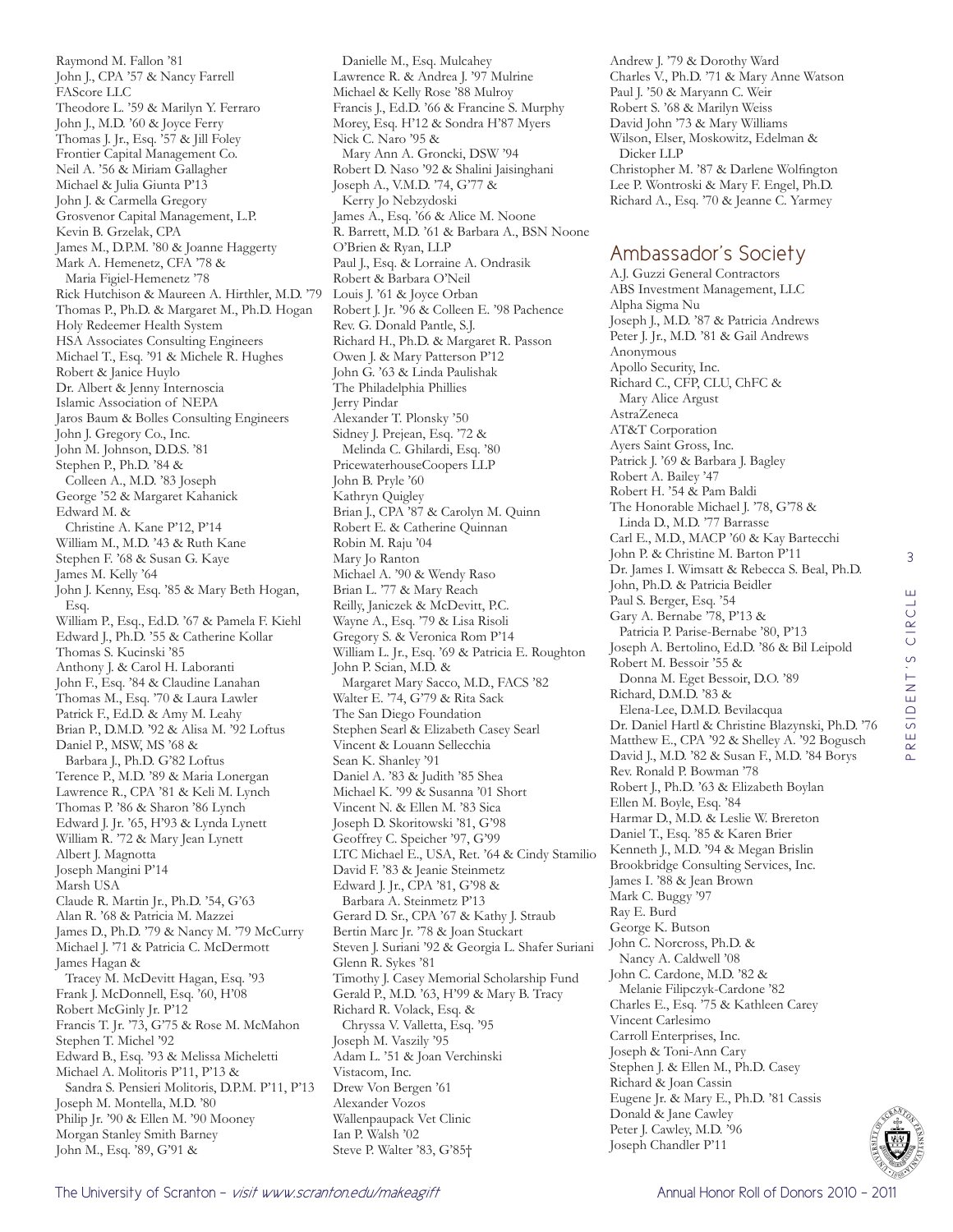Raymond M. Fallon '81
John J., CPA '57 & Nancy Farrell
FAScore LLC
Theodore L. '59 & Marilyn Y. Ferraro
John J., M.D. '60 & Joyce Ferry
Thomas J. Jr., Esq. '57 & Jill Foley
Frontier Capital Management Co.
Neil A. '56 & Miriam Gallagher
Michael & Julia Giunta P'13
John J. & Carmella Gregory
Grosvenor Capital Management, L.P.
Kevin B. Grzelak, CPA
James M., D.P.M. '80 & Joanne Haggerty
Mark A. Hemenetz, CFA '78 & Maria Figiel-Hemenetz '78
Rick Hutchison & Maureen A. Hirthler, M.D. '79
Thomas P., Ph.D. & Margaret M., Ph.D. Hogan
Holy Redeemer Health System
HSA Associates Consulting Engineers
Michael T., Esq. '91 & Michele R. Hughes
Robert & Janice Huylo
Dr. Albert & Jenny Internoscia
Islamic Association of NEPA
Jaros Baum & Bolles Consulting Engineers
John J. Gregory Co., Inc.
John M. Johnson, D.D.S. '81
Stephen P., Ph.D. '84 & Colleen A., M.D. '83 Joseph
George '52 & Margaret Kahanick
Edward M. & Christine A. Kane P'12, P'14
William M., M.D. '43 & Ruth Kane
Stephen F. '68 & Susan G. Kaye
James M. Kelly '64
John J. Kenny, Esq. '85 & Mary Beth Hogan, Esq.
William P., Esq., Ed.D. '67 & Pamela F. Kiehl
Edward J., Ph.D. '55 & Catherine Kollar
Thomas S. Kucinski '85
Anthony J. & Carol H. Laboranti
John F., Esq. '84 & Claudine Lanahan
Thomas M., Esq. '70 & Laura Lawler
Patrick F., Ed.D. & Amy M. Leahy
Brian P., D.M.D. '92 & Alisa M. '92 Loftus
Daniel P., MSW, MS '68 & Barbara J., Ph.D. G'82 Loftus
Terence P., M.D. '89 & Maria Lonergan
Lawrence R., CPA '81 & Keli M. Lynch
Thomas P. '86 & Sharon '86 Lynch
Edward J. Jr. '65, H'93 & Lynda Lynett
William R. '72 & Mary Jean Lynett
Albert J. Magnotta
Joseph Mangini P'14
Marsh USA
Claude R. Martin Jr., Ph.D. '54, G'63
Alan R. '68 & Patricia M. Mazzei
James D., Ph.D. '79 & Nancy M. '79 McCurry
Michael J. '71 & Patricia C. McDermott
James Hagan & Tracey M. McDevitt Hagan, Esq. '93
Frank J. McDonnell, Esq. '60, H'08
Robert McGinly Jr. P'12
Francis T. Jr. '73, G'75 & Rose M. McMahon
Stephen T. Michel '92
Edward B., Esq. '93 & Melissa Micheletti
Michael A. Molitoris P'11, P'13 & Sandra S. Pensieri Molitoris, D.P.M. P'11, P'13
Joseph M. Montella, M.D. '80
Philip Jr. '90 & Ellen M. '90 Mooney
Morgan Stanley Smith Barney
John M., Esq. '89, G'91 & Danielle M., Esq. Mulcahey
Lawrence R. & Andrea J. '97 Mulrine
Michael & Kelly Rose '88 Mulroy
Francis J., Ed.D. '66 & Francine S. Murphy
Morey, Esq. H'12 & Sondra H'87 Myers
Nick C. Naro '95 & Mary Ann A. Groncki, DSW '94
Robert D. Naso '92 & Shalini Jaisinghani
Joseph A., V.M.D. '74, G'77 & Kerry Jo Nebzydoski
James A., Esq. '66 & Alice M. Noone
R. Barrett, M.D. '61 & Barbara A., BSN Noone
O'Brien & Ryan, LLP
Paul J., Esq. & Lorraine A. Ondrasik
Robert & Barbara O'Neil
Louis J. '61 & Joyce Orban
Robert J. Jr. '96 & Colleen E. '98 Pachence
Rev. G. Donald Pantle, S.J.
Richard H., Ph.D. & Margaret R. Passon
Owen J. & Mary Patterson P'12
John G. '63 & Linda Paulishak
The Philadelphia Phillies
Jerry Pindar
Alexander T. Plonsky '50
Sidney J. Prejean, Esq. '72 & Melinda C. Ghilardi, Esq. '80
PricewaterhouseCoopers LLP
John B. Pryle '60
Kathryn Quigley
Brian J., CPA '87 & Carolyn M. Quinn
Robert E. & Catherine Quinnan
Robin M. Raju '04
Mary Jo Ranton
Michael A. '90 & Wendy Raso
Brian L. '77 & Mary Reach
Reilly, Janiczek & McDevitt, P.C.
Wayne A., Esq. '79 & Lisa Risoli
Gregory S. & Veronica Rom P'14
William L. Jr., Esq. '69 & Patricia E. Roughton
John P. Scian, M.D. & Margaret Mary Sacco, M.D., FACS '82
Walter E. '74, G'79 & Rita Sack
The San Diego Foundation
Stephen Searl & Elizabeth Casey Searl
Vincent & Louann Sellecchia
Sean K. Shanley '91
Daniel A. '83 & Judith '85 Shea
Michael K. '99 & Susanna '01 Short
Vincent N. & Ellen M. '83 Sica
Joseph D. Skoritowski '81, G'98
Geoffrey C. Speicher '97, G'99
LTC Michael E., USA, Ret. '64 & Cindy Stamilio
David F. '83 & Jeanie Steinmetz
Edward J. Jr., CPA '81, G'98 & Barbara A. Steinmetz P'13
Gerard D. Sr., CPA '67 & Kathy J. Straub
Bertin Marc Jr. '78 & Joan Stuckart
Steven J. Suriani '92 & Georgia L. Shafer Suriani
Glenn R. Sykes '81
Timothy J. Casey Memorial Scholarship Fund
Gerald P., M.D. '63, H'99 & Mary B. Tracy
Richard R. Volack, Esq. & Chryssa V. Valletta, Esq. '95
Joseph M. Vaszily '95
Adam L. '51 & Joan Verchinski
Vistacom, Inc.
Drew Von Bergen '61
Alexander Vozos
Wallenpaupack Vet Clinic
Ian P. Walsh '02
Steve P. Walter '83, G'85†
Andrew J. '79 & Dorothy Ward
Charles V., Ph.D. '71 & Mary Anne Watson
Paul J. '50 & Maryann C. Weir
Robert S. '68 & Marilyn Weiss
David John '73 & Mary Williams
Wilson, Elser, Moskowitz, Edelman & Dicker LLP
Christopher M. '87 & Darlene Wolfington
Lee P. Wontroski & Mary F. Engel, Ph.D.
Richard A., Esq. '70 & Jeanne C. Yarmey

## Ambassador's Society

A.J. Guzzi General Contractors
ABS Investment Management, LLC
Alpha Sigma Nu
Joseph J., M.D. '87 & Patricia Andrews
Peter J. Jr., M.D. '81 & Gail Andrews
Anonymous
Apollo Security, Inc.
Richard C., CFP, CLU, ChFC & Mary Alice Argust
AstraZeneca
AT&T Corporation
Ayers Saint Gross, Inc.
Patrick J. '69 & Barbara J. Bagley
Robert A. Bailey '47
Robert H. '54 & Pam Baldi
The Honorable Michael J. '78, G'78 & Linda D., M.D. '77 Barrasse
Carl E., M.D., MACP '60 & Kay Bartecchi
John P. & Christine M. Barton P'11
Dr. James I. Wimsatt & Rebecca S. Beal, Ph.D.
John, Ph.D. & Patricia Beidler
Paul S. Berger, Esq. '54
Gary A. Bernabe '78, P'13 & Patricia P. Parise-Bernabe '80, P'13
Joseph A. Bertolino, Ed.D. '86 & Bil Leipold
Robert M. Bessoir '55 & Donna M. Eget Bessoir, D.O. '89
Richard, D.M.D. '83 & Elena-Lee, D.M.D. Bevilacqua
Dr. Daniel Hartl & Christine Blazynski, Ph.D. '76
Matthew E., CPA '92 & Shelley A. '92 Bogusch
David J., M.D. '82 & Susan F., M.D. '84 Borys
Rev. Ronald P. Bowman '78
Robert J., Ph.D. '63 & Elizabeth Boylan
Ellen M. Boyle, Esq. '84
Harmar D., M.D. & Leslie W. Brereton
Daniel T., Esq. '85 & Karen Brier
Kenneth J., M.D. '94 & Megan Brislin
Brookbridge Consulting Services, Inc.
James I. '88 & Jean Brown
Mark C. Buggy '97
Ray E. Burd
George K. Butson
John C. Norcross, Ph.D. & Nancy A. Caldwell '08
John C. Cardone, M.D. '82 & Melanie Filipczyk-Cardone '82
Charles E., Esq. '75 & Kathleen Carey
Vincent Carlesimo
Carroll Enterprises, Inc.
Joseph & Toni-Ann Cary
Stephen J. & Ellen M., Ph.D. Casey
Richard & Joan Cassin
Eugene Jr. & Mary E., Ph.D. '81 Cassis
Donald & Jane Cawley
Peter J. Cawley, M.D. '96
Joseph Chandler P'11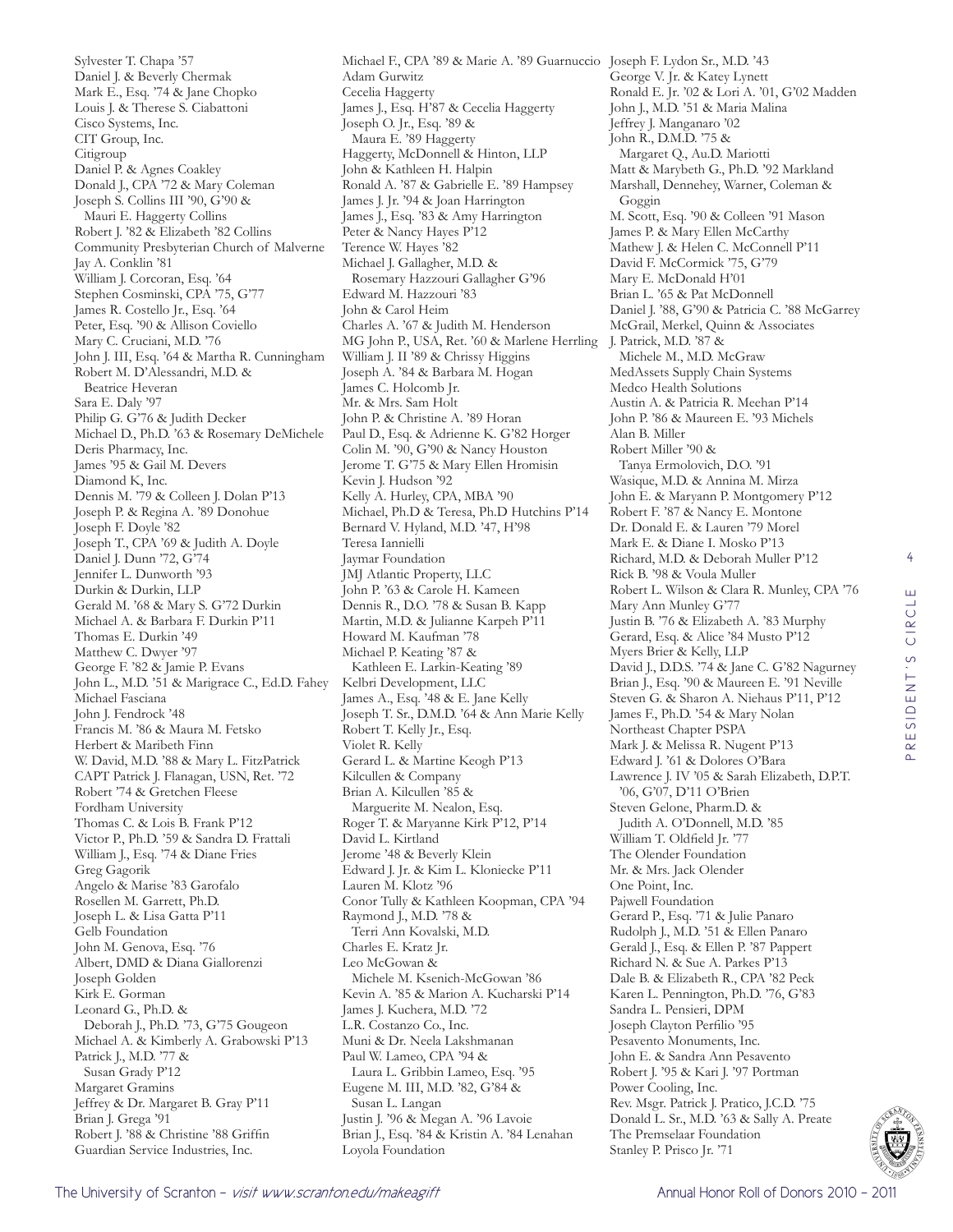Sylvester T. Chapa ’57
Daniel J. & Beverly Chermak
Mark E., Esq. ’74 & Jane Chopko
Louis J. & Therese S. Ciabattoni
Cisco Systems, Inc.
CIT Group, Inc.
Citigroup
Daniel P. & Agnes Coakley
Donald J., CPA ’72 & Mary Coleman
Joseph S. Collins III ’90, G’90 & Mauri E. Haggerty Collins
Robert J. ’82 & Elizabeth ’82 Collins
Community Presbyterian Church of Malverne
Jay A. Conklin ’81
William J. Corcoran, Esq. ’64
Stephen Cosminski, CPA ’75, G’77
James R. Costello Jr., Esq. ’64
Peter, Esq. ’90 & Allison Coviello
Mary C. Cruciani, M.D. ’76
John J. III, Esq. ’64 & Martha R. Cunningham
Robert M. D’Alessandri, M.D. & Beatrice Heveran
Sara E. Daly ’97
Philip G. G’76 & Judith Decker
Michael D., Ph.D. ’63 & Rosemary DeMichele
Deris Pharmacy, Inc.
James ’95 & Gail M. Devers
Diamond K, Inc.
Dennis M. ’79 & Colleen J. Dolan P’13
Joseph P. & Regina A. ’89 Donohue
Joseph F. Doyle ’82
Joseph T., CPA ’69 & Judith A. Doyle
Daniel J. Dunn ’72, G’74
Jennifer L. Dunworth ’93
Durkin & Durkin, LLP
Gerald M. ’68 & Mary S. G’72 Durkin
Michael A. & Barbara F. Durkin P’11
Thomas E. Durkin ’49
Matthew C. Dwyer ’97
George F. ’82 & Jamie P. Evans
John L., M.D. ’51 & Marigrace C., Ed.D. Fahey
Michael Fasciana
John J. Fendrock ’48
Francis M. ’86 & Maura M. Fetsko
Herbert & Maribeth Finn
W. David, M.D. ’88 & Mary L. FitzPatrick
CAPT Patrick J. Flanagan, USN, Ret. ’72
Robert ’74 & Gretchen Fleese
Fordham University
Thomas C. & Lois B. Frank P’12
Victor P., Ph.D. ’59 & Sandra D. Frattali
William J., Esq. ’74 & Diane Fries
Greg Gagorik
Angelo & Marise ’83 Garofalo
Rosellen M. Garrett, Ph.D.
Joseph L. & Lisa Gatta P’11
Gelb Foundation
John M. Genova, Esq. ’76
Albert, DMD & Diana Giallorenzi
Joseph Golden
Kirk E. Gorman
Leonard G., Ph.D. & Deborah J., Ph.D. ’73, G’75 Gougeon
Michael A. & Kimberly A. Grabowski P’13
Patrick J., M.D. ’77 & Susan Grady P’12
Margaret Gramins
Jeffrey & Dr. Margaret B. Gray P’11
Brian J. Grega ’91
Robert J. ’88 & Christine ’88 Griffin
Guardian Service Industries, Inc.
Michael F., CPA ’89 & Marie A. ’89 Guarnuccio
Adam Gurwitz
Cecelia Haggerty
James J., Esq. H’87 & Cecelia Haggerty
Joseph O. Jr., Esq. ’89 & Maura E. ’89 Haggerty
Haggerty, McDonnell & Hinton, LLP
John & Kathleen H. Halpin
Ronald A. ’87 & Gabrielle E. ’89 Hampsey
James J. Jr. ’94 & Joan Harrington
James J., Esq. ’83 & Amy Harrington
Peter & Nancy Hayes P’12
Terence W. Hayes ’82
Michael J. Gallagher, M.D. & Rosemary Hazzouri Gallagher G’96
Edward M. Hazzouri ’83
John & Carol Heim
Charles A. ’67 & Judith M. Henderson
MG John P., USA, Ret. ’60 & Marlene Herrling
William J. II ’89 & Chrissy Higgins
Joseph A. ’84 & Barbara M. Hogan
James C. Holcomb Jr.
Mr. & Mrs. Sam Holt
John P. & Christine A. ’89 Horan
Paul D., Esq. & Adrienne K. G’82 Horger
Colin M. ’90, G’90 & Nancy Houston
Jerome T. G’75 & Mary Ellen Hromisin
Kevin J. Hudson ’92
Kelly A. Hurley, CPA, MBA ’90
Michael, Ph.D & Teresa, Ph.D Hutchins P’14
Bernard V. Hyland, M.D. ’47, H’98
Teresa Iannielli
Jaymar Foundation
JMJ Atlantic Property, LLC
John P. ’63 & Carole H. Kameen
Dennis R., D.O. ’78 & Susan B. Kapp
Martin, M.D. & Julianne Karpeh P’11
Howard M. Kaufman ’78
Michael P. Keating ’87 & Kathleen E. Larkin-Keating ’89
Kelbri Development, LLC
James A., Esq. ’48 & E. Jane Kelly
Joseph T. Sr., D.M.D. ’64 & Ann Marie Kelly
Robert T. Kelly Jr., Esq.
Violet R. Kelly
Gerard L. & Martine Keogh P’13
Kilcullen & Company
Brian A. Kilcullen ’85 & Marguerite M. Nealon, Esq.
Roger T. & Maryanne Kirk P’12, P’14
David L. Kirtland
Jerome ’48 & Beverly Klein
Edward J. Jr. & Kim L. Kloniecke P’11
Lauren M. Klotz ’96
Conor Tully & Kathleen Koopman, CPA ’94
Raymond J., M.D. ’78 & Terri Ann Kovalski, M.D.
Charles E. Kratz Jr.
Leo McGowan & Michele M. Ksenich-McGowan ’86
Kevin A. ’85 & Marion A. Kucharski P’14
James J. Kuchera, M.D. ’72
L.R. Costanzo Co., Inc.
Muni & Dr. Neela Lakshmanan
Paul W. Lameo, CPA ’94 & Laura L. Gribbin Lameo, Esq. ’95
Eugene M. III, M.D. ’82, G’84 & Susan L. Langan
Justin J. ’96 & Megan A. ’96 Lavoie
Brian J., Esq. ’84 & Kristin A. ’84 Lenahan
Loyola Foundation
Joseph F. Lydon Sr., M.D. ’43
George V. Jr. & Katey Lynett
Ronald E. Jr. ’02 & Lori A. ’01, G’02 Madden
John J., M.D. ’51 & Maria Malina
Jeffrey J. Manganaro ’02
John R., D.M.D. ’75 & Margaret Q., Au.D. Mariotti
Matt & Marybeth G., Ph.D. ’92 Markland
Marshall, Dennehey, Warner, Coleman & Goggin
M. Scott, Esq. ’90 & Colleen ’91 Mason
James P. & Mary Ellen McCarthy
Mathew J. & Helen C. McConnell P’11
David F. McCormick ’75, G’79
Mary E. McDonald H’01
Brian L. ’65 & Pat McDonnell
Daniel J. ’88, G’90 & Patricia C. ’88 McGarrey
McGrail, Merkel, Quinn & Associates
J. Patrick, M.D. ’87 & Michele M., M.D. McGraw
MedAssets Supply Chain Systems
Medco Health Solutions
Austin A. & Patricia R. Meehan P’14
John P. ’86 & Maureen E. ’93 Michels
Alan B. Miller
Robert Miller ’90 & Tanya Ermolovich, D.O. ’91
Wasique, M.D. & Annina M. Mirza
John E. & Maryann P. Montgomery P’12
Robert F. ’87 & Nancy E. Montone
Dr. Donald E. & Lauren ’79 Morel
Mark E. & Diane I. Mosko P’13
Richard, M.D. & Deborah Muller P’12
Rick B. ’98 & Voula Muller
Robert L. Wilson & Clara R. Munley, CPA ’76
Mary Ann Munley G’77
Justin B. ’76 & Elizabeth A. ’83 Murphy
Gerard, Esq. & Alice ’84 Musto P’12
Myers Brier & Kelly, LLP
David J., D.D.S. ’74 & Jane C. G’82 Nagurney
Brian J., Esq. ’90 & Maureen E. ’91 Neville
Steven G. & Sharon A. Niehaus P’11, P’12
James F., Ph.D. ’54 & Mary Nolan
Northeast Chapter PSPA
Mark J. & Melissa R. Nugent P’13
Edward J. ’61 & Dolores O’Bara
Lawrence J. IV ’05 & Sarah Elizabeth, D.P.T. ’06, G’07, D’11 O’Brien
Steven Gelone, Pharm.D. & Judith A. O’Donnell, M.D. ’85
William T. Oldfield Jr. ’77
The Olender Foundation
Mr. & Mrs. Jack Olender
One Point, Inc.
Pajwell Foundation
Gerard P., Esq. ’71 & Julie Panaro
Rudolph J., M.D. ’51 & Ellen Panaro
Gerald J., Esq. & Ellen P. ’87 Pappert
Richard N. & Sue A. Parkes P’13
Dale B. & Elizabeth R., CPA ’82 Peck
Karen L. Pennington, Ph.D. ’76, G’83
Sandra L. Pensieri, DPM
Joseph Clayton Perfilio ’95
Pesavento Monuments, Inc.
John E. & Sandra Ann Pesavento
Robert J. ’95 & Kari J. ’97 Portman
Power Cooling, Inc.
Rev. Msgr. Patrick J. Pratico, J.C.D. ’75
Donald L. Sr., M.D. ’63 & Sally A. Preate
The Premselaar Foundation
Stanley P. Prisco Jr. ’71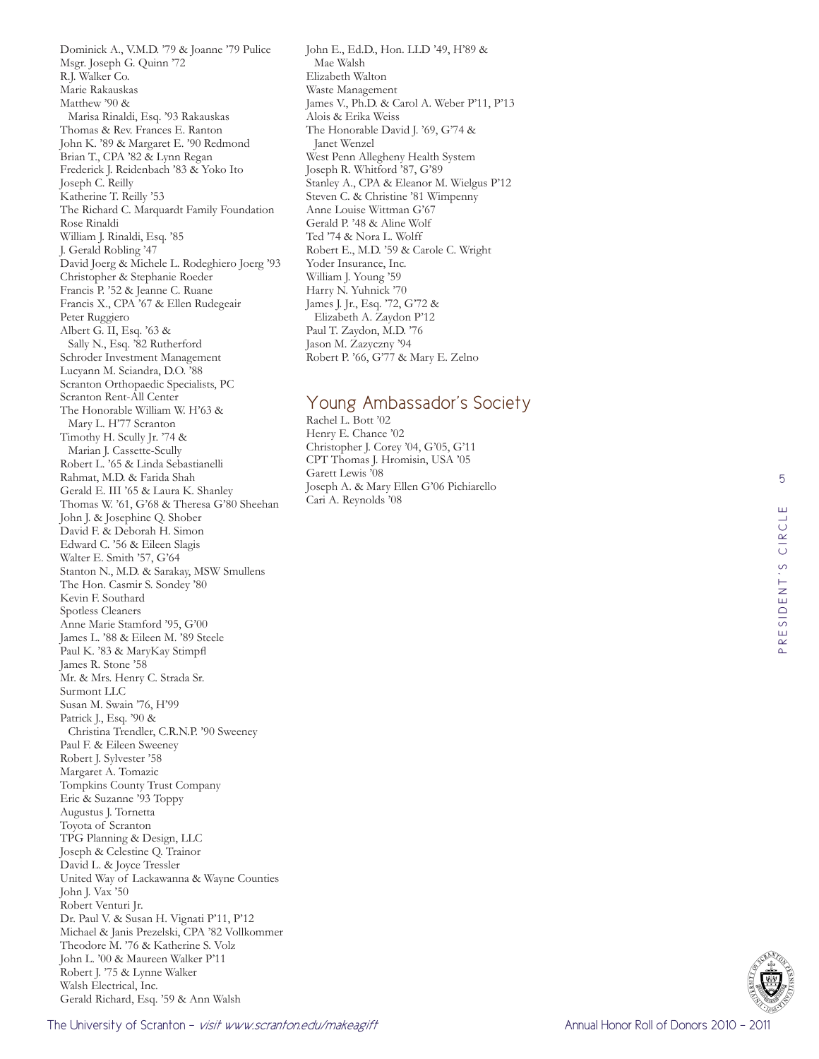Dominick A., V.M.D. '79 & Joanne '79 Pulice
Msgr. Joseph G. Quinn '72
R.J. Walker Co.
Marie Rakauskas
Matthew '90 &
Marisa Rinaldi, Esq. '93 Rakauskas
Thomas & Rev. Frances E. Ranton
John K. '89 & Margaret E. '90 Redmond
Brian T., CPA '82 & Lynn Regan
Frederick J. Reidenbach '83 & Yoko Ito
Joseph C. Reilly
Katherine T. Reilly '53
The Richard C. Marquardt Family Foundation
Rose Rinaldi
William J. Rinaldi, Esq. '85
J. Gerald Robling '47
David Joerg & Michele L. Rodeghiero Joerg '93
Christopher & Stephanie Roeder
Francis P. '52 & Jeanne C. Ruane
Francis X., CPA '67 & Ellen Rudegeair
Peter Ruggiero
Albert G. II, Esq. '63 &
Sally N., Esq. '82 Rutherford
Schroder Investment Management
Lucyann M. Sciandra, D.O. '88
Scranton Orthopaedic Specialists, PC
Scranton Rent-All Center
The Honorable William W. H'63 &
Mary L. H'77 Scranton
Timothy H. Scully Jr. '74 &
Marian J. Cassette-Scully
Robert L. '65 & Linda Sebastianelli
Rahmat, M.D. & Farida Shah
Gerald E. III '65 & Laura K. Shanley
Thomas W. '61, G'68 & Theresa G'80 Sheehan
John J. & Josephine Q. Shober
David F. & Deborah H. Simon
Edward C. '56 & Eileen Slagis
Walter E. Smith '57, G'64
Stanton N., M.D. & Sarakay, MSW Smullens
The Hon. Casmir S. Sondey '80
Kevin F. Southard
Spotless Cleaners
Anne Marie Stamford '95, G'00
James L. '88 & Eileen M. '89 Steele
Paul K. '83 & MaryKay Stimpfl
James R. Stone '58
Mr. & Mrs. Henry C. Strada Sr.
Surmont LLC
Susan M. Swain '76, H'99
Patrick J., Esq. '90 &
Christina Trendler, C.R.N.P. '90 Sweeney
Paul F. & Eileen Sweeney
Robert J. Sylvester '58
Margaret A. Tomazic
Tompkins County Trust Company
Eric & Suzanne '93 Toppy
Augustus J. Tornetta
Toyota of Scranton
TPG Planning & Design, LLC
Joseph & Celestine Q. Trainor
David L. & Joyce Tressler
United Way of Lackawanna & Wayne Counties
John J. Vax '50
Robert Venturi Jr.
Dr. Paul V. & Susan H. Vignati P'11, P'12
Michael & Janis Prezelski, CPA '82 Vollkommer
Theodore M. '76 & Katherine S. Volz
John L. '00 & Maureen Walker P'11
Robert J. '75 & Lynne Walker
Walsh Electrical, Inc.
Gerald Richard, Esq. '59 & Ann Walsh
John E., Ed.D., Hon. LLD '49, H'89 &
Mae Walsh
Elizabeth Walton
Waste Management
James V., Ph.D. & Carol A. Weber P'11, P'13
Alois & Erika Weiss
The Honorable David J. '69, G'74 &
Janet Wenzel
West Penn Allegheny Health System
Joseph R. Whitford '87, G'89
Stanley A., CPA & Eleanor M. Wielgus P'12
Steven C. & Christine '81 Wimpenny
Anne Louise Wittman G'67
Gerald P. '48 & Aline Wolf
Ted '74 & Nora L. Wolff
Robert E., M.D. '59 & Carole C. Wright
Yoder Insurance, Inc.
William J. Young '59
Harry N. Yuhnick '70
James J. Jr., Esq. '72, G'72 &
Elizabeth A. Zaydon P'12
Paul T. Zaydon, M.D. '76
Jason M. Zazyczny '94
Robert P. '66, G'77 & Mary E. Zelno

## Young Ambassador's Society

Rachel L. Bott '02
Henry E. Chance '02
Christopher J. Corey '04, G'05, G'11
CPT Thomas J. Hromisin, USA '05
Garett Lewis '08
Joseph A. & Mary Ellen G'06 Pichiarello
Cari A. Reynolds '08